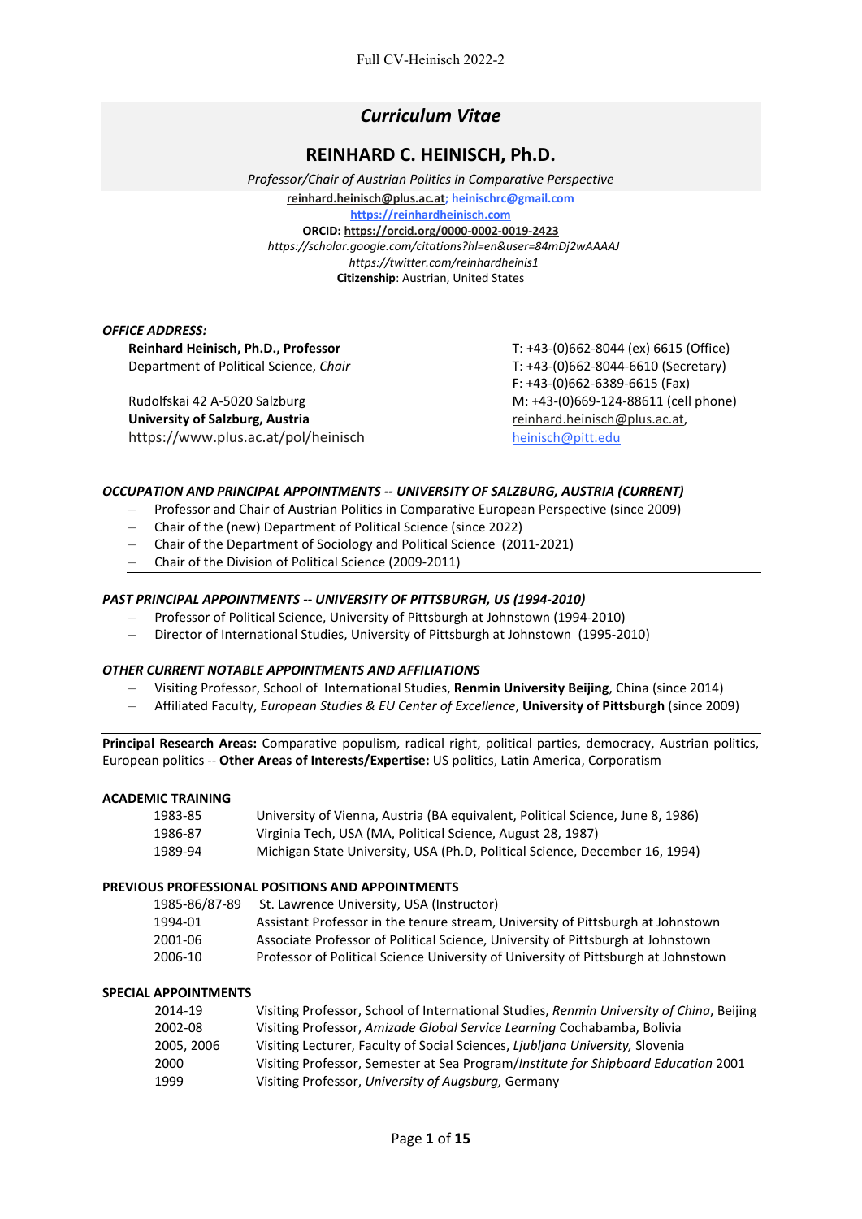# *Curriculum Vitae*

## REINHARD C. HEINISCH, Ph.D.

*Professor/Chair of Austrian Politics in Comparative Perspective*

**reinhard.heinisch@plus.ac.at; heinischrc@gmail.com**

**https://reinhardheinisch.com**

**ORCID: https://orcid.org/0000-0002-0019-2423**

*https://scholar.google.com/citations?hl=en&user=84mDj2wAAAAJ*

*https://twitter.com/reinhardheinis1*

**Citizenship**: Austrian, United States

***OFFICE ADDRESS:***

**Reinhard Heinisch, Ph.D., Professor**
Department of Political Science, *Chair*

Rudolfskai 42 A-5020 Salzburg
**University of Salzburg, Austria**
https://www.plus.ac.at/pol/heinisch

T: +43-(0)662-8044 (ex) 6615 (Office)
T: +43-(0)662-8044-6610 (Secretary)
F: +43-(0)662-6389-6615 (Fax)
M: +43-(0)669-124-88611 (cell phone)
reinhard.heinisch@plus.ac.at,
heinisch@pitt.edu

***OCCUPATION AND PRINCIPAL APPOINTMENTS -- UNIVERSITY OF SALZBURG, AUSTRIA (CURRENT)***

- Professor and Chair of Austrian Politics in Comparative European Perspective (since 2009)
- Chair of the (new) Department of Political Science (since 2022)
- Chair of the Department of Sociology and Political Science (2011-2021)
- Chair of the Division of Political Science (2009-2011)

***PAST PRINCIPAL APPOINTMENTS -- UNIVERSITY OF PITTSBURGH, US (1994-2010)***

- Professor of Political Science, University of Pittsburgh at Johnstown (1994-2010)
- Director of International Studies, University of Pittsburgh at Johnstown (1995-2010)

***OTHER CURRENT NOTABLE APPOINTMENTS AND AFFILIATIONS***

- Visiting Professor, School of International Studies, **Renmin University Beijing**, China (since 2014)
- Affiliated Faculty, *European Studies & EU Center of Excellence*, **University of Pittsburgh** (since 2009)

**Principal Research Areas:** Comparative populism, radical right, political parties, democracy, Austrian politics, European politics -- **Other Areas of Interests/Expertise:** US politics, Latin America, Corporatism

**ACADEMIC TRAINING**

| | |
|---|---|
| 1983-85 | University of Vienna, Austria (BA equivalent, Political Science, June 8, 1986) |
| 1986-87 | Virginia Tech, USA (MA, Political Science, August 28, 1987) |
| 1989-94 | Michigan State University, USA (Ph.D, Political Science, December 16, 1994) |

**PREVIOUS PROFESSIONAL POSITIONS AND APPOINTMENTS**

| | |
|---|---|
| 1985-86/87-89 | St. Lawrence University, USA (Instructor) |
| 1994-01 | Assistant Professor in the tenure stream, University of Pittsburgh at Johnstown |
| 2001-06 | Associate Professor of Political Science, University of Pittsburgh at Johnstown |
| 2006-10 | Professor of Political Science University of University of Pittsburgh at Johnstown |

**SPECIAL APPOINTMENTS**

| | |
|---|---|
| 2014-19 | Visiting Professor, School of International Studies, *Renmin University of China*, Beijing |
| 2002-08 | Visiting Professor, *Amizade Global Service Learning* Cochabamba, Bolivia |
| 2005, 2006 | Visiting Lecturer, Faculty of Social Sciences, *Ljubljana University,* Slovenia |
| 2000 | Visiting Professor, Semester at Sea Program/*Institute for Shipboard Education* 2001 |
| 1999 | Visiting Professor, *University of Augsburg,* Germany |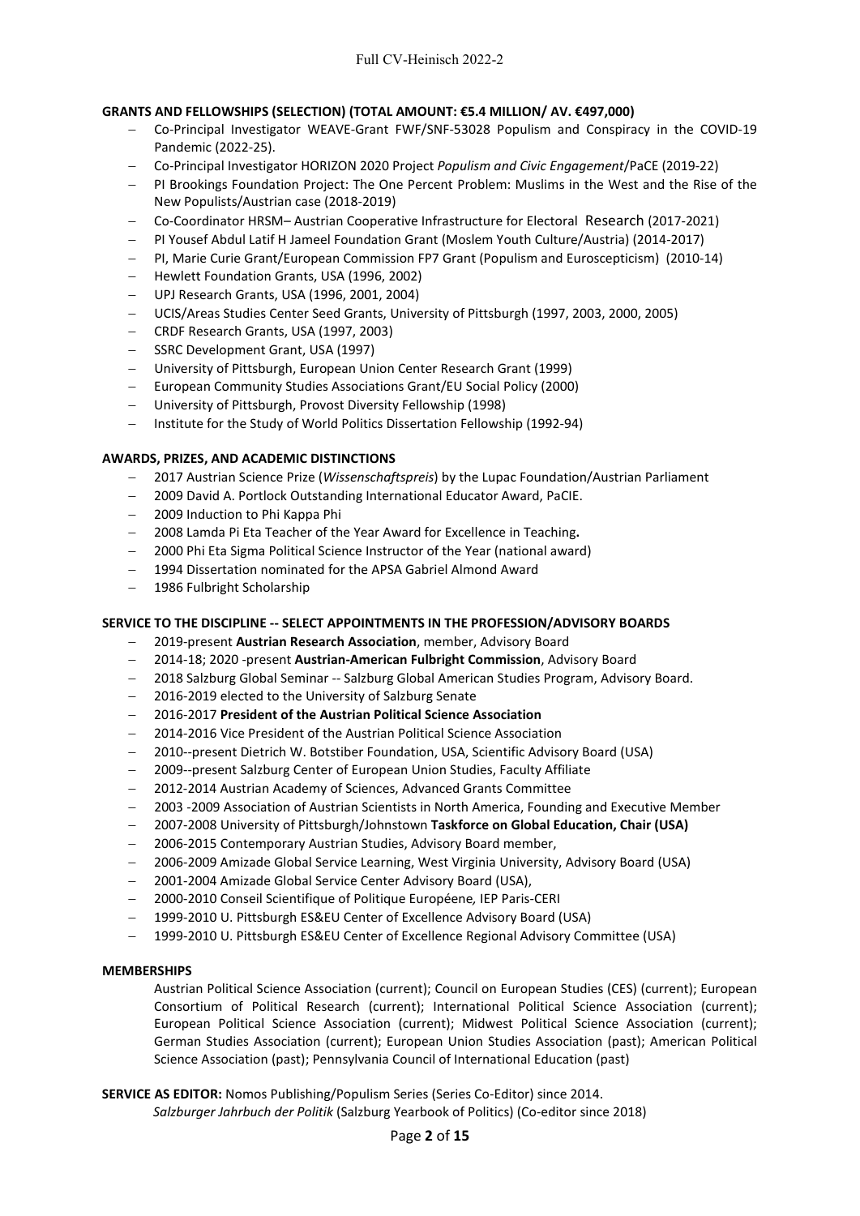**GRANTS AND FELLOWSHIPS (SELECTION) (TOTAL AMOUNT: €5.4 MILLION/ AV. €497,000)**

- Co-Principal Investigator WEAVE-Grant FWF/SNF-53028 Populism and Conspiracy in the COVID-19 Pandemic (2022-25).
- Co-Principal Investigator HORIZON 2020 Project *Populism and Civic Engagement*/PaCE (2019-22)
- PI Brookings Foundation Project: The One Percent Problem: Muslims in the West and the Rise of the New Populists/Austrian case (2018-2019)
- Co-Coordinator HRSM– Austrian Cooperative Infrastructure for Electoral Research (2017-2021)
- PI Yousef Abdul Latif H Jameel Foundation Grant (Moslem Youth Culture/Austria) (2014-2017)
- PI, Marie Curie Grant/European Commission FP7 Grant (Populism and Euroscepticism) (2010-14)
- Hewlett Foundation Grants, USA (1996, 2002)
- UPJ Research Grants, USA (1996, 2001, 2004)
- UCIS/Areas Studies Center Seed Grants, University of Pittsburgh (1997, 2003, 2000, 2005)
- CRDF Research Grants, USA (1997, 2003)
- SSRC Development Grant, USA (1997)
- University of Pittsburgh, European Union Center Research Grant (1999)
- European Community Studies Associations Grant/EU Social Policy (2000)
- University of Pittsburgh, Provost Diversity Fellowship (1998)
- Institute for the Study of World Politics Dissertation Fellowship (1992-94)

**AWARDS, PRIZES, AND ACADEMIC DISTINCTIONS**

- 2017 Austrian Science Prize (*Wissenschaftspreis*) by the Lupac Foundation/Austrian Parliament
- 2009 David A. Portlock Outstanding International Educator Award, PaCIE.
- 2009 Induction to Phi Kappa Phi
- 2008 Lamda Pi Eta Teacher of the Year Award for Excellence in Teaching**.**
- 2000 Phi Eta Sigma Political Science Instructor of the Year (national award)
- 1994 Dissertation nominated for the APSA Gabriel Almond Award
- 1986 Fulbright Scholarship

**SERVICE TO THE DISCIPLINE -- SELECT APPOINTMENTS IN THE PROFESSION/ADVISORY BOARDS**

- 2019-present **Austrian Research Association**, member, Advisory Board
- 2014-18; 2020 -present **Austrian-American Fulbright Commission**, Advisory Board
- 2018 Salzburg Global Seminar -- Salzburg Global American Studies Program, Advisory Board.
- 2016-2019 elected to the University of Salzburg Senate
- 2016-2017 **President of the Austrian Political Science Association**
- 2014-2016 Vice President of the Austrian Political Science Association
- 2010--present Dietrich W. Botstiber Foundation, USA, Scientific Advisory Board (USA)
- 2009--present Salzburg Center of European Union Studies, Faculty Affiliate
- 2012-2014 Austrian Academy of Sciences, Advanced Grants Committee
- 2003 -2009 Association of Austrian Scientists in North America, Founding and Executive Member
- 2007-2008 University of Pittsburgh/Johnstown **Taskforce on Global Education, Chair (USA)**
- 2006-2015 Contemporary Austrian Studies, Advisory Board member,
- 2006-2009 Amizade Global Service Learning, West Virginia University, Advisory Board (USA)
- 2001-2004 Amizade Global Service Center Advisory Board (USA),
- 2000-2010 Conseil Scientifique of Politique Européene*,* IEP Paris-CERI
- 1999-2010 U. Pittsburgh ES&EU Center of Excellence Advisory Board (USA)
- 1999-2010 U. Pittsburgh ES&EU Center of Excellence Regional Advisory Committee (USA)

**MEMBERSHIPS**

Austrian Political Science Association (current); Council on European Studies (CES) (current); European Consortium of Political Research (current); International Political Science Association (current); European Political Science Association (current); Midwest Political Science Association (current); German Studies Association (current); European Union Studies Association (past); American Political Science Association (past); Pennsylvania Council of International Education (past)

**SERVICE AS EDITOR:** Nomos Publishing/Populism Series (Series Co-Editor) since 2014.
*Salzburger Jahrbuch der Politik* (Salzburg Yearbook of Politics) (Co-editor since 2018)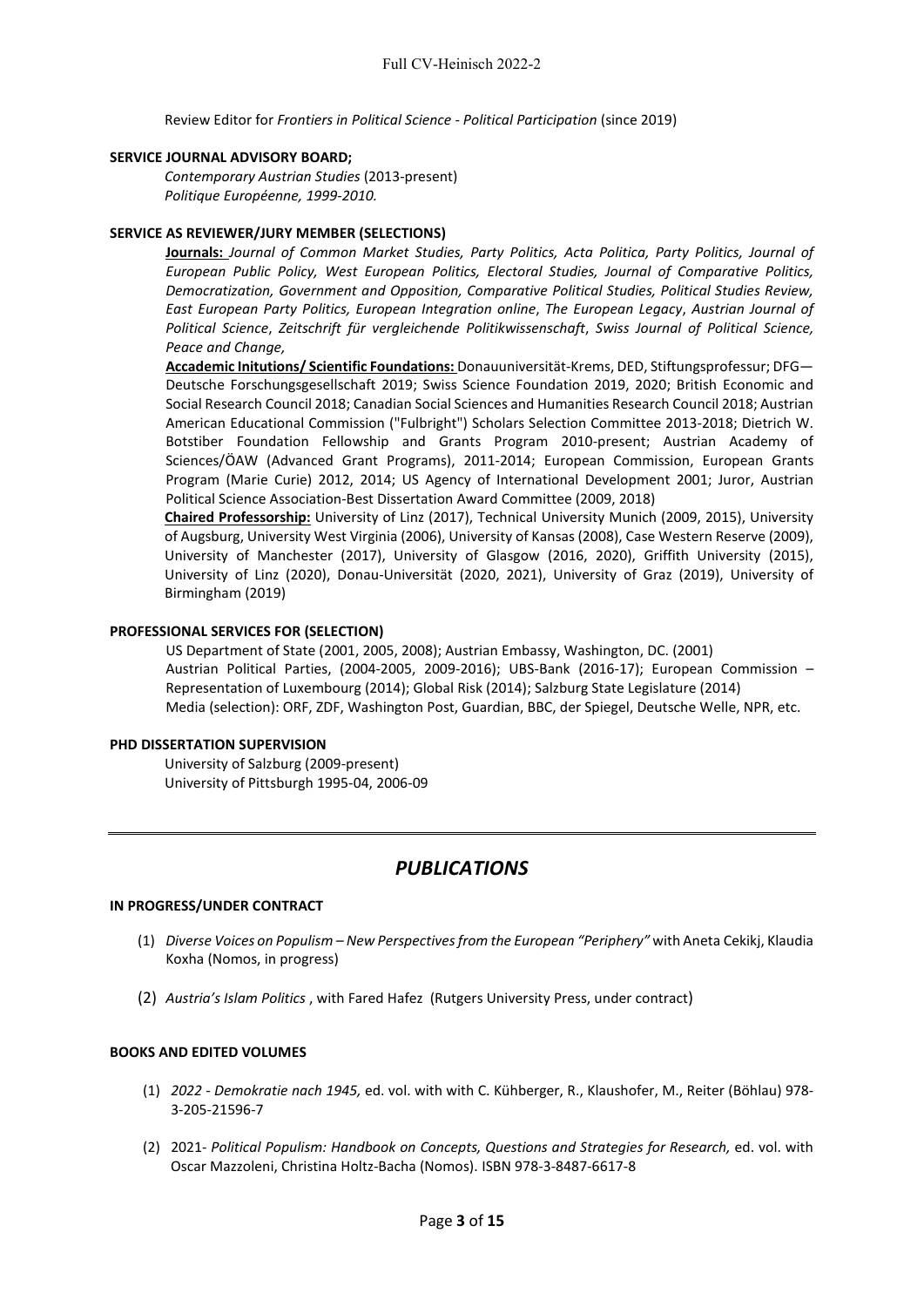Review Editor for *Frontiers in Political Science - Political Participation* (since 2019)

**SERVICE JOURNAL ADVISORY BOARD;**

*Contemporary Austrian Studies* (2013-present)
*Politique Européenne, 1999-2010.*

**SERVICE AS REVIEWER/JURY MEMBER (SELECTIONS)**

**Journals:** *Journal of Common Market Studies, Party Politics, Acta Politica, Party Politics, Journal of European Public Policy, West European Politics, Electoral Studies, Journal of Comparative Politics, Democratization, Government and Opposition, Comparative Political Studies, Political Studies Review, East European Party Politics, European Integration online*, *The European Legacy*, *Austrian Journal of Political Science*, *Zeitschrift für vergleichende Politikwissenschaft*, *Swiss Journal of Political Science, Peace and Change,*

**Accademic Initutions/ Scientific Foundations:** Donauuniversität-Krems, DED, Stiftungsprofessur; DFG—Deutsche Forschungsgesellschaft 2019; Swiss Science Foundation 2019, 2020; British Economic and Social Research Council 2018; Canadian Social Sciences and Humanities Research Council 2018; Austrian American Educational Commission ("Fulbright") Scholars Selection Committee 2013-2018; Dietrich W. Botstiber Foundation Fellowship and Grants Program 2010-present; Austrian Academy of Sciences/ÖAW (Advanced Grant Programs), 2011-2014; European Commission, European Grants Program (Marie Curie) 2012, 2014; US Agency of International Development 2001; Juror, Austrian Political Science Association-Best Dissertation Award Committee (2009, 2018)

**Chaired Professorship:** University of Linz (2017), Technical University Munich (2009, 2015), University of Augsburg, University West Virginia (2006), University of Kansas (2008), Case Western Reserve (2009), University of Manchester (2017), University of Glasgow (2016, 2020), Griffith University (2015), University of Linz (2020), Donau-Universität (2020, 2021), University of Graz (2019), University of Birmingham (2019)

**PROFESSIONAL SERVICES FOR (SELECTION)**

US Department of State (2001, 2005, 2008); Austrian Embassy, Washington, DC. (2001)
Austrian Political Parties, (2004-2005, 2009-2016); UBS-Bank (2016-17); European Commission – Representation of Luxembourg (2014); Global Risk (2014); Salzburg State Legislature (2014)
Media (selection): ORF, ZDF, Washington Post, Guardian, BBC, der Spiegel, Deutsche Welle, NPR, etc.

**PHD DISSERTATION SUPERVISION**

University of Salzburg (2009-present)
University of Pittsburgh 1995-04, 2006-09

---

# *PUBLICATIONS*

**IN PROGRESS/UNDER CONTRACT**

(1) *Diverse Voices on Populism – New Perspectives from the European "Periphery"* with Aneta Cekikj, Klaudia Koxha (Nomos, in progress)

(2) *Austria's Islam Politics* , with Fared Hafez (Rutgers University Press, under contract)

**BOOKS AND EDITED VOLUMES**

(1) *2022 - Demokratie nach 1945,* ed. vol. with with C. Kühberger, R., Klaushofer, M., Reiter (Böhlau) 978-3-205-21596-7

(2) 2021- *Political Populism: Handbook on Concepts, Questions and Strategies for Research,* ed. vol. with Oscar Mazzoleni, Christina Holtz-Bacha (Nomos). ISBN 978-3-8487-6617-8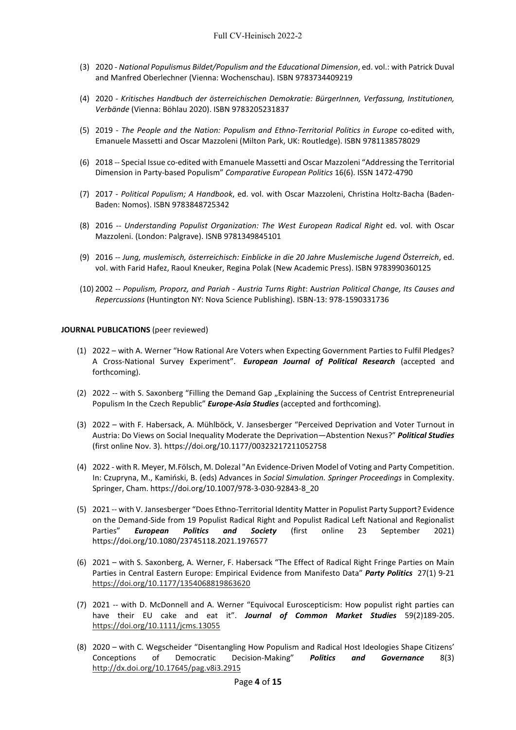(3) 2020 - *National Populismus Bildet/Populism and the Educational Dimension*, ed. vol.: with Patrick Duval and Manfred Oberlechner (Vienna: Wochenschau). ISBN 9783734409219

(4) 2020 - *Kritisches Handbuch der österreichischen Demokratie: BürgerInnen, Verfassung, Institutionen, Verbände* (Vienna: Böhlau 2020). ISBN 9783205231837

(5) 2019 - *The People and the Nation: Populism and Ethno-Territorial Politics in Europe* co-edited with, Emanuele Massetti and Oscar Mazzoleni (Milton Park, UK: Routledge). ISBN 9781138578029

(6) 2018 -- Special Issue co-edited with Emanuele Massetti and Oscar Mazzoleni "Addressing the Territorial Dimension in Party-based Populism" *Comparative European Politics* 16(6). ISSN 1472-4790

(7) 2017 - *Political Populism; A Handbook*, ed. vol. with Oscar Mazzoleni, Christina Holtz-Bacha (Baden-Baden: Nomos). ISBN 9783848725342

(8) 2016 -- *Understanding Populist Organization: The West European Radical Right* ed. vol. with Oscar Mazzoleni. (London: Palgrave). ISNB 9781349845101

(9) 2016 -- *Jung, muslemisch, österreichisch: Einblicke in die 20 Jahre Muslemische Jugend Österreich*, ed. vol. with Farid Hafez, Raoul Kneuker, Regina Polak (New Academic Press). ISBN 9783990360125

(10) 2002 -- *Populism, Proporz, and Pariah - Austria Turns Right*: A*ustrian Political Change, Its Causes and Repercussions* (Huntington NY: Nova Science Publishing). ISBN-13: 978-1590331736

**JOURNAL PUBLICATIONS** (peer reviewed)

(1) 2022 – with A. Werner "How Rational Are Voters when Expecting Government Parties to Fulfil Pledges? A Cross-National Survey Experiment". ***European Journal of Political Research*** (accepted and forthcoming).

(2) 2022 -- with S. Saxonberg "Filling the Demand Gap „Explaining the Success of Centrist Entrepreneurial Populism In the Czech Republic" ***Europe-Asia Studies*** (accepted and forthcoming).

(3) 2022 – with F. Habersack, A. Mühlböck, V. Jansesberger "Perceived Deprivation and Voter Turnout in Austria: Do Views on Social Inequality Moderate the Deprivation—Abstention Nexus?" ***Political Studies*** (first online Nov. 3). https://doi.org/10.1177/00323217211052758

(4) 2022 - with R. Meyer, M.Fölsch, M. Dolezal "An Evidence-Driven Model of Voting and Party Competition. In: Czupryna, M., Kamiński, B. (eds) Advances in *Social Simulation. Springer Proceedings* in Complexity. Springer, Cham. https://doi.org/10.1007/978-3-030-92843-8_20

(5) 2021 -- with V. Jansesberger "Does Ethno-Territorial Identity Matter in Populist Party Support? Evidence on the Demand-Side from 19 Populist Radical Right and Populist Radical Left National and Regionalist Parties" ***European Politics and Society*** (first online 23 September 2021) https://doi.org/10.1080/23745118.2021.1976577

(6) 2021 – with S. Saxonberg, A. Werner, F. Habersack "The Effect of Radical Right Fringe Parties on Main Parties in Central Eastern Europe: Empirical Evidence from Manifesto Data" ***Party Politics*** 27(1) 9-21 https://doi.org/10.1177/1354068819863620

(7) 2021 -- with D. McDonnell and A. Werner "Equivocal Euroscepticism: How populist right parties can have their EU cake and eat it". ***Journal of Common Market Studies*** 59(2)189-205. https://doi.org/10.1111/jcms.13055

(8) 2020 – with C. Wegscheider "Disentangling How Populism and Radical Host Ideologies Shape Citizens' Conceptions of Democratic Decision-Making" ***Politics and Governance*** 8(3) http://dx.doi.org/10.17645/pag.v8i3.2915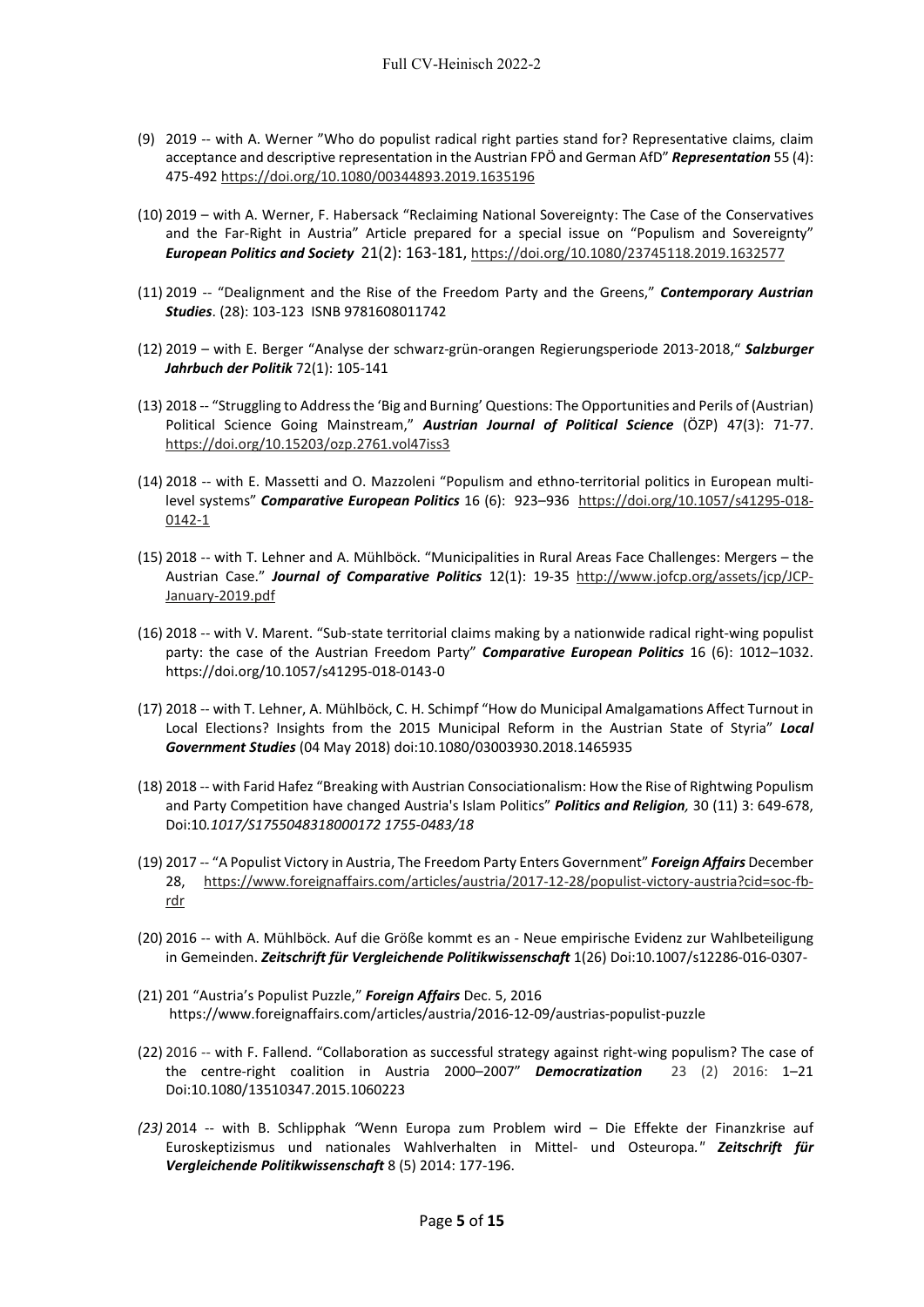(9) 2019 -- with A. Werner "Who do populist radical right parties stand for? Representative claims, claim acceptance and descriptive representation in the Austrian FPÖ and German AfD" ***Representation*** 55 (4): 475-492 https://doi.org/10.1080/00344893.2019.1635196

(10) 2019 – with A. Werner, F. Habersack "Reclaiming National Sovereignty: The Case of the Conservatives and the Far-Right in Austria" Article prepared for a special issue on "Populism and Sovereignty" ***European Politics and Society*** 21(2): 163-181, https://doi.org/10.1080/23745118.2019.1632577

(11) 2019 -- "Dealignment and the Rise of the Freedom Party and the Greens," ***Contemporary Austrian Studies***. (28): 103-123 ISNB 9781608011742

(12) 2019 – with E. Berger "Analyse der schwarz-grün-orangen Regierungsperiode 2013-2018," ***Salzburger Jahrbuch der Politik*** 72(1): 105-141

(13) 2018 -- "Struggling to Address the 'Big and Burning' Questions: The Opportunities and Perils of (Austrian) Political Science Going Mainstream," ***Austrian Journal of Political Science*** (ÖZP) 47(3): 71-77. https://doi.org/10.15203/ozp.2761.vol47iss3

(14) 2018 -- with E. Massetti and O. Mazzoleni "Populism and ethno-territorial politics in European multi-level systems" ***Comparative European Politics*** 16 (6): 923–936 https://doi.org/10.1057/s41295-018-0142-1

(15) 2018 -- with T. Lehner and A. Mühlböck. "Municipalities in Rural Areas Face Challenges: Mergers – the Austrian Case." ***Journal of Comparative Politics*** 12(1): 19-35 http://www.jofcp.org/assets/jcp/JCP-January-2019.pdf

(16) 2018 -- with V. Marent. "Sub-state territorial claims making by a nationwide radical right-wing populist party: the case of the Austrian Freedom Party" ***Comparative European Politics*** 16 (6): 1012–1032. https://doi.org/10.1057/s41295-018-0143-0

(17) 2018 -- with T. Lehner, A. Mühlböck, C. H. Schimpf "How do Municipal Amalgamations Affect Turnout in Local Elections? Insights from the 2015 Municipal Reform in the Austrian State of Styria" ***Local Government Studies*** (04 May 2018) doi:10.1080/03003930.2018.1465935

(18) 2018 -- with Farid Hafez "Breaking with Austrian Consociationalism: How the Rise of Rightwing Populism and Party Competition have changed Austria's Islam Politics" ***Politics and Religion,*** 30 (11) 3: 649-678, Doi:10.*1017/S1755048318000172 1755-0483/18*

(19) 2017 -- "A Populist Victory in Austria, The Freedom Party Enters Government" ***Foreign Affairs*** December 28, https://www.foreignaffairs.com/articles/austria/2017-12-28/populist-victory-austria?cid=soc-fb-rdr

(20) 2016 -- with A. Mühlböck. Auf die Größe kommt es an - Neue empirische Evidenz zur Wahlbeteiligung in Gemeinden. ***Zeitschrift für Vergleichende Politikwissenschaft*** 1(26) Doi:10.1007/s12286-016-0307-

(21) 201 "Austria's Populist Puzzle," ***Foreign Affairs*** Dec. 5, 2016 https://www.foreignaffairs.com/articles/austria/2016-12-09/austrias-populist-puzzle

(22) 2016 -- with F. Fallend. "Collaboration as successful strategy against right-wing populism? The case of the centre-right coalition in Austria 2000–2007" ***Democratization*** 23 (2) 2016: 1–21 Doi:10.1080/13510347.2015.1060223

*(23)* 2014 -- with B. Schlipphak *"*Wenn Europa zum Problem wird – Die Effekte der Finanzkrise auf Euroskeptizismus und nationales Wahlverhalten in Mittel- und Osteuropa*."* ***Zeitschrift für Vergleichende Politikwissenschaft*** 8 (5) 2014: 177-196.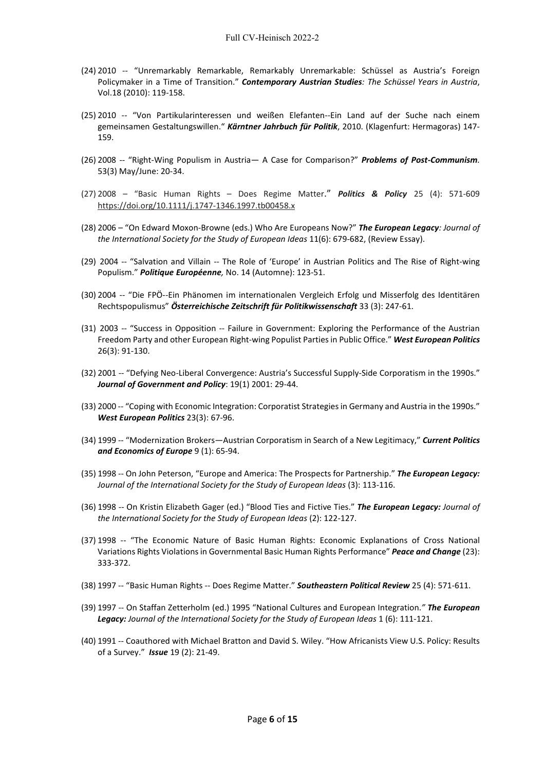(24) 2010 -- "Unremarkably Remarkable, Remarkably Unremarkable: Schüssel as Austria's Foreign Policymaker in a Time of Transition." ***Contemporary Austrian Studies****: The Schüssel Years in Austria*, Vol.18 (2010): 119-158.

(25) 2010 -- "Von Partikularinteressen und weißen Elefanten--Ein Land auf der Suche nach einem gemeinsamen Gestaltungswillen." ***Kärntner Jahrbuch für Politik***, 2010. (Klagenfurt: Hermagoras) 147-159.

(26) 2008 -- "Right-Wing Populism in Austria— A Case for Comparison?" ***Problems of Post-Communism****.* 53(3) May/June: 20-34.

(27) 2008 – "Basic Human Rights – Does Regime Matter." ***Politics & Policy*** 25 (4): 571-609 https://doi.org/10.1111/j.1747-1346.1997.tb00458.x

(28) 2006 – "On Edward Moxon-Browne (eds.) Who Are Europeans Now?" ***The European Legacy****: Journal of the International Society for the Study of European Ideas* 11(6): 679-682, (Review Essay).

(29) 2004 -- "Salvation and Villain -- The Role of 'Europe' in Austrian Politics and The Rise of Right-wing Populism." ***Politique Européenne****,* No. 14 (Automne): 123-51.

(30) 2004 -- "Die FPÖ--Ein Phänomen im internationalen Vergleich Erfolg und Misserfolg des Identitären Rechtspopulismus" ***Österreichische Zeitschrift für Politikwissenschaft*** 33 (3): 247-61.

(31) 2003 -- "Success in Opposition -- Failure in Government: Exploring the Performance of the Austrian Freedom Party and other European Right-wing Populist Parties in Public Office." ***West European Politics*** 26(3): 91-130.

(32) 2001 -- "Defying Neo-Liberal Convergence: Austria's Successful Supply-Side Corporatism in the 1990s." ***Journal of Government and Policy***: 19(1) 2001: 29-44.

(33) 2000 -- "Coping with Economic Integration: Corporatist Strategies in Germany and Austria in the 1990s." ***West European Politics*** 23(3): 67-96.

(34) 1999 -- "Modernization Brokers—Austrian Corporatism in Search of a New Legitimacy," ***Current Politics and Economics of Europe*** 9 (1): 65-94.

(35) 1998 -- On John Peterson, "Europe and America: The Prospects for Partnership." ***The European Legacy:*** *Journal of the International Society for the Study of European Ideas* (3): 113-116.

(36) 1998 -- On Kristin Elizabeth Gager (ed.) "Blood Ties and Fictive Ties." ***The European Legacy:*** *Journal of the International Society for the Study of European Ideas* (2): 122-127.

(37) 1998 -- "The Economic Nature of Basic Human Rights: Economic Explanations of Cross National Variations Rights Violations in Governmental Basic Human Rights Performance" ***Peace and Change*** (23): 333-372.

(38) 1997 -- "Basic Human Rights -- Does Regime Matter." ***Southeastern Political Review*** 25 (4): 571-611.

(39) 1997 -- On Staffan Zetterholm (ed.) 1995 "National Cultures and European Integration*."* ***The European Legacy:*** *Journal of the International Society for the Study of European Ideas* 1 (6): 111-121.

(40) 1991 -- Coauthored with Michael Bratton and David S. Wiley. "How Africanists View U.S. Policy: Results of a Survey." ***Issue*** 19 (2): 21-49.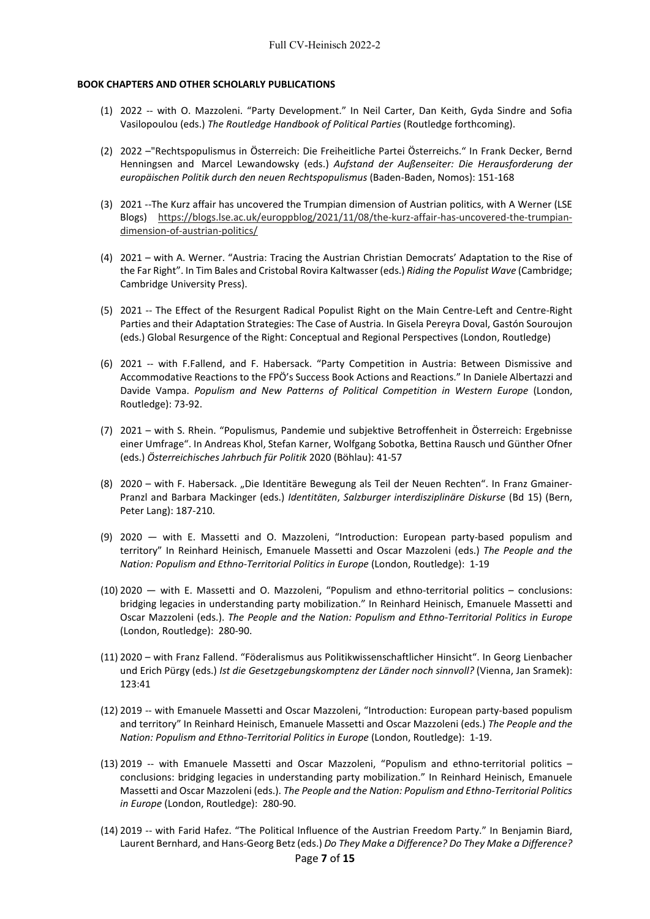**BOOK CHAPTERS AND OTHER SCHOLARLY PUBLICATIONS**

(1) 2022 -- with O. Mazzoleni. "Party Development." In Neil Carter, Dan Keith, Gyda Sindre and Sofia Vasilopoulou (eds.) *The Routledge Handbook of Political Parties* (Routledge forthcoming).

(2) 2022 –"Rechtspopulismus in Österreich: Die Freiheitliche Partei Österreichs." In Frank Decker, Bernd Henningsen and Marcel Lewandowsky (eds.) *Aufstand der Außenseiter: Die Herausforderung der europäischen Politik durch den neuen Rechtspopulismus* (Baden-Baden, Nomos): 151-168

(3) 2021 --The Kurz affair has uncovered the Trumpian dimension of Austrian politics, with A Werner (LSE Blogs) https://blogs.lse.ac.uk/europpblog/2021/11/08/the-kurz-affair-has-uncovered-the-trumpian-dimension-of-austrian-politics/

(4) 2021 – with A. Werner. "Austria: Tracing the Austrian Christian Democrats' Adaptation to the Rise of the Far Right". In Tim Bales and Cristobal Rovira Kaltwasser (eds.) *Riding the Populist Wave* (Cambridge; Cambridge University Press).

(5) 2021 -- The Effect of the Resurgent Radical Populist Right on the Main Centre-Left and Centre-Right Parties and their Adaptation Strategies: The Case of Austria. In Gisela Pereyra Doval, Gastón Souroujon (eds.) Global Resurgence of the Right: Conceptual and Regional Perspectives (London, Routledge)

(6) 2021 -- with F.Fallend, and F. Habersack. "Party Competition in Austria: Between Dismissive and Accommodative Reactions to the FPÖ's Success Book Actions and Reactions." In Daniele Albertazzi and Davide Vampa. *Populism and New Patterns of Political Competition in Western Europe* (London, Routledge): 73-92.

(7) 2021 – with S. Rhein. "Populismus, Pandemie und subjektive Betroffenheit in Österreich: Ergebnisse einer Umfrage". In Andreas Khol, Stefan Karner, Wolfgang Sobotka, Bettina Rausch und Günther Ofner (eds.) *Österreichisches Jahrbuch für Politik* 2020 (Böhlau): 41-57

(8) 2020 – with F. Habersack. „Die Identitäre Bewegung als Teil der Neuen Rechten". In Franz Gmainer-Pranzl and Barbara Mackinger (eds.) *Identitäten*, *Salzburger interdisziplinäre Diskurse* (Bd 15) (Bern, Peter Lang): 187-210.

(9) 2020 — with E. Massetti and O. Mazzoleni, "Introduction: European party-based populism and territory" In Reinhard Heinisch, Emanuele Massetti and Oscar Mazzoleni (eds.) *The People and the Nation: Populism and Ethno-Territorial Politics in Europe* (London, Routledge): 1-19

(10) 2020 — with E. Massetti and O. Mazzoleni, "Populism and ethno-territorial politics – conclusions: bridging legacies in understanding party mobilization." In Reinhard Heinisch, Emanuele Massetti and Oscar Mazzoleni (eds.). *The People and the Nation: Populism and Ethno-Territorial Politics in Europe* (London, Routledge): 280-90.

(11) 2020 – with Franz Fallend. "Föderalismus aus Politikwissenschaftlicher Hinsicht". In Georg Lienbacher und Erich Pürgy (eds.) *Ist die Gesetzgebungskomptenz der Länder noch sinnvoll?* (Vienna, Jan Sramek): 123:41

(12) 2019 -- with Emanuele Massetti and Oscar Mazzoleni, "Introduction: European party-based populism and territory" In Reinhard Heinisch, Emanuele Massetti and Oscar Mazzoleni (eds.) *The People and the Nation: Populism and Ethno-Territorial Politics in Europe* (London, Routledge): 1-19.

(13) 2019 -- with Emanuele Massetti and Oscar Mazzoleni, "Populism and ethno-territorial politics – conclusions: bridging legacies in understanding party mobilization." In Reinhard Heinisch, Emanuele Massetti and Oscar Mazzoleni (eds.). *The People and the Nation: Populism and Ethno-Territorial Politics in Europe* (London, Routledge): 280-90.

(14) 2019 -- with Farid Hafez. "The Political Influence of the Austrian Freedom Party." In Benjamin Biard, Laurent Bernhard, and Hans-Georg Betz (eds.) *Do They Make a Difference? Do They Make a Difference?*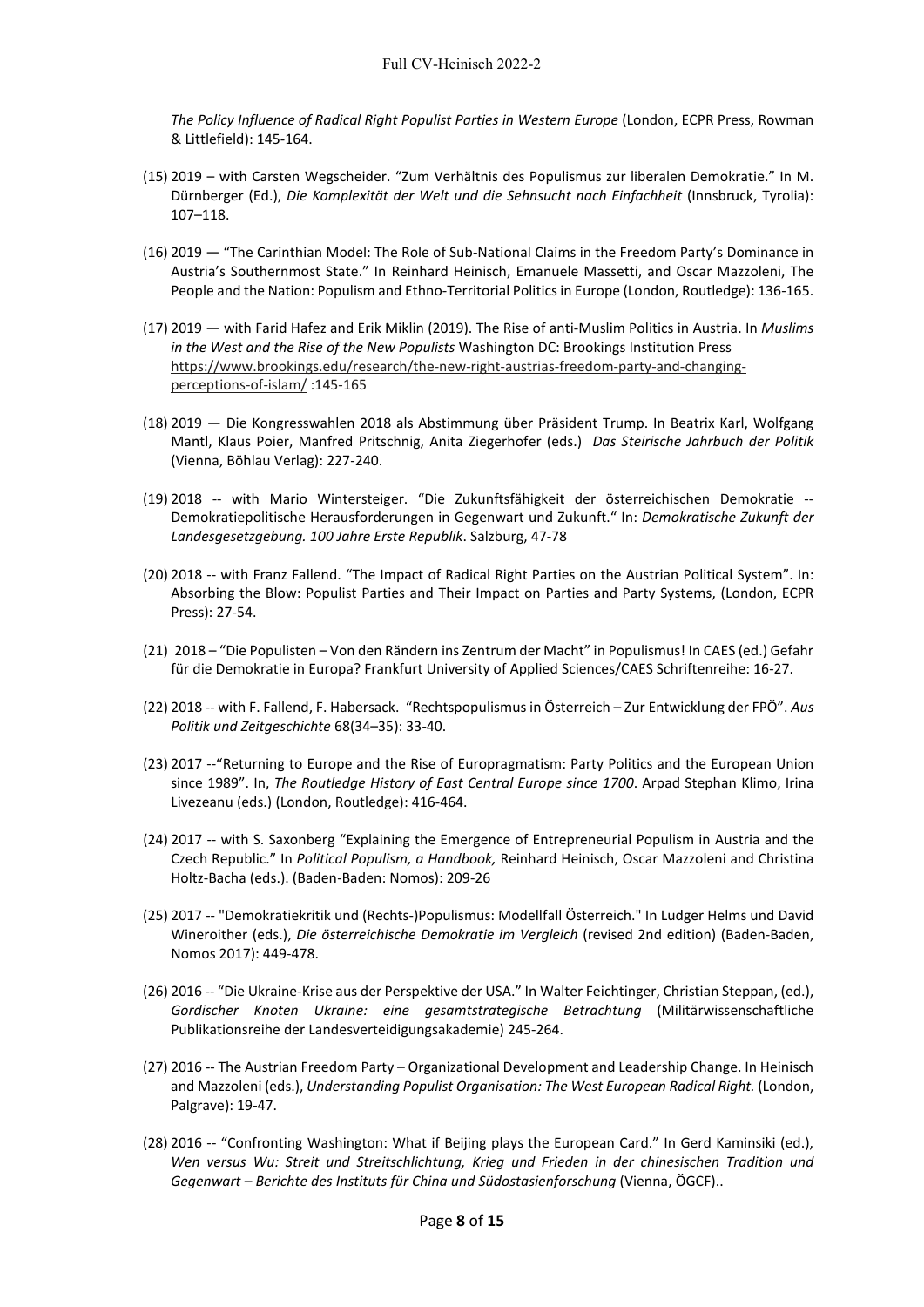*The Policy Influence of Radical Right Populist Parties in Western Europe* (London, ECPR Press, Rowman & Littlefield): 145-164.

(15) 2019 – with Carsten Wegscheider. "Zum Verhältnis des Populismus zur liberalen Demokratie." In M. Dürnberger (Ed.), *Die Komplexität der Welt und die Sehnsucht nach Einfachheit* (Innsbruck, Tyrolia): 107–118.

(16) 2019 — "The Carinthian Model: The Role of Sub-National Claims in the Freedom Party's Dominance in Austria's Southernmost State." In Reinhard Heinisch, Emanuele Massetti, and Oscar Mazzoleni, The People and the Nation: Populism and Ethno-Territorial Politics in Europe (London, Routledge): 136-165.

(17) 2019 — with Farid Hafez and Erik Miklin (2019). The Rise of anti-Muslim Politics in Austria. In *Muslims in the West and the Rise of the New Populists* Washington DC: Brookings Institution Press https://www.brookings.edu/research/the-new-right-austrias-freedom-party-and-changing-perceptions-of-islam/ :145-165

(18) 2019 — Die Kongresswahlen 2018 als Abstimmung über Präsident Trump. In Beatrix Karl, Wolfgang Mantl, Klaus Poier, Manfred Pritschnig, Anita Ziegerhofer (eds.) *Das Steirische Jahrbuch der Politik* (Vienna, Böhlau Verlag): 227-240.

(19) 2018 -- with Mario Wintersteiger. "Die Zukunftsfähigkeit der österreichischen Demokratie -- Demokratiepolitische Herausforderungen in Gegenwart und Zukunft." In: *Demokratische Zukunft der Landesgesetzgebung. 100 Jahre Erste Republik*. Salzburg, 47-78

(20) 2018 -- with Franz Fallend. "The Impact of Radical Right Parties on the Austrian Political System". In: Absorbing the Blow: Populist Parties and Their Impact on Parties and Party Systems, (London, ECPR Press): 27-54.

(21) 2018 – "Die Populisten – Von den Rändern ins Zentrum der Macht" in Populismus! In CAES (ed.) Gefahr für die Demokratie in Europa? Frankfurt University of Applied Sciences/CAES Schriftenreihe: 16-27.

(22) 2018 -- with F. Fallend, F. Habersack. "Rechtspopulismus in Österreich – Zur Entwicklung der FPÖ". *Aus Politik und Zeitgeschichte* 68(34–35): 33-40.

(23) 2017 --"Returning to Europe and the Rise of Europragmatism: Party Politics and the European Union since 1989". In, *The Routledge History of East Central Europe since 1700*. Arpad Stephan Klimo, Irina Livezeanu (eds.) (London, Routledge): 416-464.

(24) 2017 -- with S. Saxonberg "Explaining the Emergence of Entrepreneurial Populism in Austria and the Czech Republic." In *Political Populism, a Handbook,* Reinhard Heinisch, Oscar Mazzoleni and Christina Holtz-Bacha (eds.). (Baden-Baden: Nomos): 209-26

(25) 2017 -- "Demokratiekritik und (Rechts-)Populismus: Modellfall Österreich." In Ludger Helms und David Wineroither (eds.), *Die österreichische Demokratie im Vergleich* (revised 2nd edition) (Baden-Baden, Nomos 2017): 449-478.

(26) 2016 -- "Die Ukraine-Krise aus der Perspektive der USA." In Walter Feichtinger, Christian Steppan, (ed.), *Gordischer Knoten Ukraine: eine gesamtstrategische Betrachtung* (Militärwissenschaftliche Publikationsreihe der Landesverteidigungsakademie) 245-264.

(27) 2016 -- The Austrian Freedom Party – Organizational Development and Leadership Change. In Heinisch and Mazzoleni (eds.), *Understanding Populist Organisation: The West European Radical Right.* (London, Palgrave): 19-47.

(28) 2016 -- "Confronting Washington: What if Beijing plays the European Card." In Gerd Kaminsiki (ed.), *Wen versus Wu: Streit und Streitschlichtung, Krieg und Frieden in der chinesischen Tradition und Gegenwart – Berichte des Instituts für China und Südostasienforschung* (Vienna, ÖGCF)..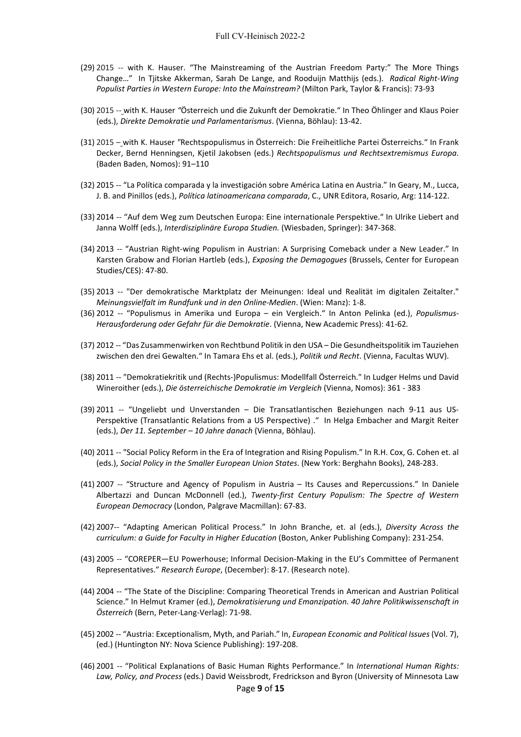(29) 2015 -- with K. Hauser. "The Mainstreaming of the Austrian Freedom Party:" The More Things Change…" In Tjitske Akkerman, Sarah De Lange, and Rooduijn Matthijs (eds.). *Radical Right-Wing Populist Parties in Western Europe: Into the Mainstream?* (Milton Park, Taylor & Francis): 73-93

(30) 2015 -- with K. Hauser "Österreich und die Zukunft der Demokratie." In Theo Öhlinger and Klaus Poier (eds.), *Direkte Demokratie und Parlamentarismus*. (Vienna, Böhlau): 13-42.

(31) 2015 – with K. Hauser "Rechtspopulismus in Österreich: Die Freiheitliche Partei Österreichs." In Frank Decker, Bernd Henningsen, Kjetil Jakobsen (eds.) *Rechtspopulismus und Rechtsextremismus Europa*. (Baden Baden, Nomos): 91–110

(32) 2015 -- "La Política comparada y la investigación sobre América Latina en Austria." In Geary, M., Lucca, J. B. and Pinillos (eds.), *Política latinoamericana comparada*, C., UNR Editora, Rosario, Arg: 114-122.

(33) 2014 -- "Auf dem Weg zum Deutschen Europa: Eine internationale Perspektive." In Ulrike Liebert and Janna Wolff (eds.), *Interdisziplinäre Europa Studien.* (Wiesbaden, Springer): 347-368.

(34) 2013 -- "Austrian Right-wing Populism in Austrian: A Surprising Comeback under a New Leader." In Karsten Grabow and Florian Hartleb (eds.), *Exposing the Demagogues* (Brussels, Center for European Studies/CES): 47-80.

(35) 2013 -- "Der demokratische Marktplatz der Meinungen: Ideal und Realität im digitalen Zeitalter." *Meinungsvielfalt im Rundfunk und in den Online-Medien*. (Wien: Manz): 1-8.

(36) 2012 -- "Populismus in Amerika und Europa – ein Vergleich." In Anton Pelinka (ed.), *Populismus-Herausforderung oder Gefahr für die Demokratie*. (Vienna, New Academic Press): 41-62.

(37) 2012 -- "Das Zusammenwirken von Rechtbund Politik in den USA – Die Gesundheitspolitik im Tauziehen zwischen den drei Gewalten." In Tamara Ehs et al. (eds.), *Politik und Recht*. (Vienna, Facultas WUV).

(38) 2011 -- "Demokratiekritik und (Rechts-)Populismus: Modellfall Österreich." In Ludger Helms und David Wineroither (eds.), *Die österreichische Demokratie im Vergleich* (Vienna, Nomos): 361 - 383

(39) 2011 -- "Ungeliebt und Unverstanden – Die Transatlantischen Beziehungen nach 9-11 aus US-Perspektive (Transatlantic Relations from a US Perspective) ." In Helga Embacher and Margit Reiter (eds.), *Der 11. September – 10 Jahre danach* (Vienna, Böhlau).

(40) 2011 -- "Social Policy Reform in the Era of Integration and Rising Populism." In R.H. Cox, G. Cohen et. al (eds.), *Social Policy in the Smaller European Union States*. (New York: Berghahn Books), 248-283.

(41) 2007 -- "Structure and Agency of Populism in Austria – Its Causes and Repercussions." In Daniele Albertazzi and Duncan McDonnell (ed.), *Twenty-first Century Populism: The Spectre of Western European Democracy* (London, Palgrave Macmillan): 67-83.

(42) 2007-- "Adapting American Political Process." In John Branche, et. al (eds.), *Diversity Across the curriculum: a Guide for Faculty in Higher Education* (Boston, Anker Publishing Company): 231-254.

(43) 2005 -- "COREPER—EU Powerhouse; Informal Decision-Making in the EU's Committee of Permanent Representatives." *Research Europe*, (December): 8-17. (Research note).

(44) 2004 -- "The State of the Discipline: Comparing Theoretical Trends in American and Austrian Political Science." In Helmut Kramer (ed.), *Demokratisierung und Emanzipation. 40 Jahre Politikwissenschaft in Österreich* (Bern, Peter-Lang-Verlag): 71-98.

(45) 2002 -- "Austria: Exceptionalism, Myth, and Pariah." In, *European Economic and Political Issues* (Vol. 7), (ed.) (Huntington NY: Nova Science Publishing): 197-208.

(46) 2001 -- "Political Explanations of Basic Human Rights Performance." In *International Human Rights: Law, Policy, and Process* (eds.) David Weissbrodt, Fredrickson and Byron (University of Minnesota Law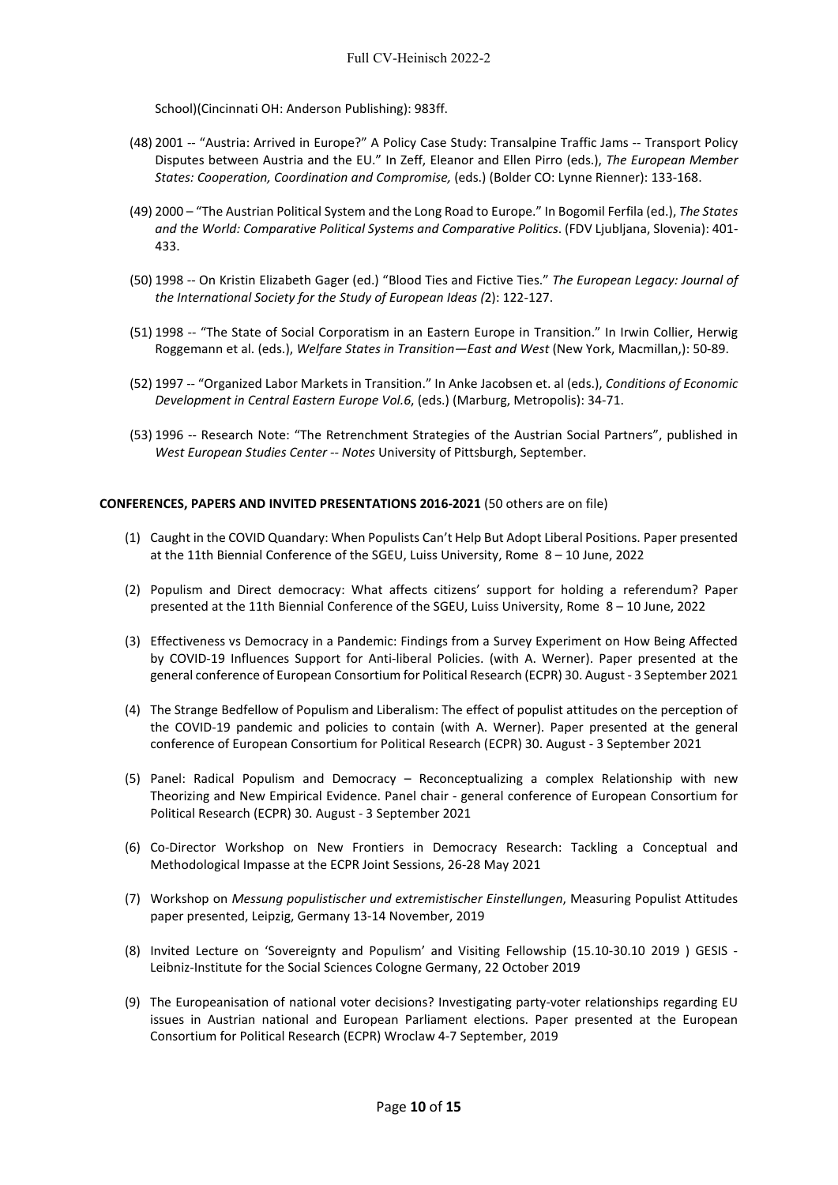School)(Cincinnati OH: Anderson Publishing): 983ff.

(48) 2001 -- "Austria: Arrived in Europe?" A Policy Case Study: Transalpine Traffic Jams -- Transport Policy Disputes between Austria and the EU." In Zeff, Eleanor and Ellen Pirro (eds.), *The European Member States: Cooperation, Coordination and Compromise,* (eds.) (Bolder CO: Lynne Rienner): 133-168.

(49) 2000 – "The Austrian Political System and the Long Road to Europe." In Bogomil Ferfila (ed.), *The States and the World: Comparative Political Systems and Comparative Politics*. (FDV Ljubljana, Slovenia): 401-433.

(50) 1998 -- On Kristin Elizabeth Gager (ed.) "Blood Ties and Fictive Ties." *The European Legacy: Journal of the International Society for the Study of European Ideas (*2): 122-127.

(51) 1998 -- "The State of Social Corporatism in an Eastern Europe in Transition." In Irwin Collier, Herwig Roggemann et al. (eds.), *Welfare States in Transition—East and West* (New York, Macmillan,): 50-89.

(52) 1997 -- "Organized Labor Markets in Transition." In Anke Jacobsen et. al (eds.), *Conditions of Economic Development in Central Eastern Europe Vol.6*, (eds.) (Marburg, Metropolis): 34-71.

(53) 1996 -- Research Note: "The Retrenchment Strategies of the Austrian Social Partners", published in *West European Studies Center -- Notes* University of Pittsburgh, September.

**CONFERENCES, PAPERS AND INVITED PRESENTATIONS 2016-2021** (50 others are on file)

(1) Caught in the COVID Quandary: When Populists Can't Help But Adopt Liberal Positions. Paper presented at the 11th Biennial Conference of the SGEU, Luiss University, Rome 8 – 10 June, 2022

(2) Populism and Direct democracy: What affects citizens' support for holding a referendum? Paper presented at the 11th Biennial Conference of the SGEU, Luiss University, Rome 8 – 10 June, 2022

(3) Effectiveness vs Democracy in a Pandemic: Findings from a Survey Experiment on How Being Affected by COVID-19 Influences Support for Anti-liberal Policies. (with A. Werner). Paper presented at the general conference of European Consortium for Political Research (ECPR) 30. August - 3 September 2021

(4) The Strange Bedfellow of Populism and Liberalism: The effect of populist attitudes on the perception of the COVID-19 pandemic and policies to contain (with A. Werner). Paper presented at the general conference of European Consortium for Political Research (ECPR) 30. August - 3 September 2021

(5) Panel: Radical Populism and Democracy – Reconceptualizing a complex Relationship with new Theorizing and New Empirical Evidence. Panel chair - general conference of European Consortium for Political Research (ECPR) 30. August - 3 September 2021

(6) Co-Director Workshop on New Frontiers in Democracy Research: Tackling a Conceptual and Methodological Impasse at the ECPR Joint Sessions, 26-28 May 2021

(7) Workshop on *Messung populistischer und extremistischer Einstellungen*, Measuring Populist Attitudes paper presented, Leipzig, Germany 13-14 November, 2019

(8) Invited Lecture on 'Sovereignty and Populism' and Visiting Fellowship (15.10-30.10 2019 ) GESIS - Leibniz-Institute for the Social Sciences Cologne Germany, 22 October 2019

(9) The Europeanisation of national voter decisions? Investigating party-voter relationships regarding EU issues in Austrian national and European Parliament elections. Paper presented at the European Consortium for Political Research (ECPR) Wroclaw 4-7 September, 2019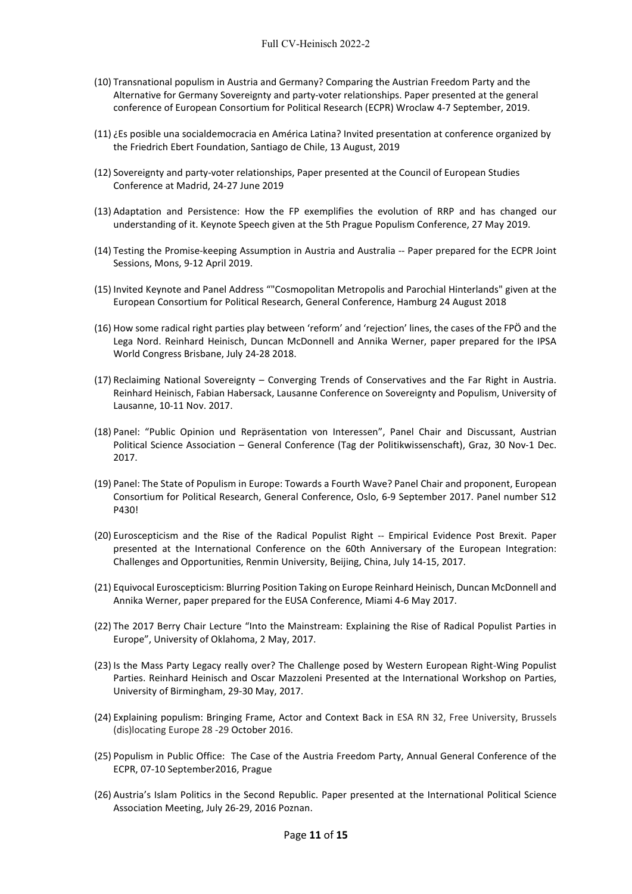(10) Transnational populism in Austria and Germany? Comparing the Austrian Freedom Party and the Alternative for Germany Sovereignty and party-voter relationships. Paper presented at the general conference of European Consortium for Political Research (ECPR) Wroclaw 4-7 September, 2019.

(11) ¿Es posible una socialdemocracia en América Latina? Invited presentation at conference organized by the Friedrich Ebert Foundation, Santiago de Chile, 13 August, 2019

(12) Sovereignty and party-voter relationships, Paper presented at the Council of European Studies Conference at Madrid, 24-27 June 2019

(13) Adaptation and Persistence: How the FP exemplifies the evolution of RRP and has changed our understanding of it. Keynote Speech given at the 5th Prague Populism Conference, 27 May 2019.

(14) Testing the Promise-keeping Assumption in Austria and Australia -- Paper prepared for the ECPR Joint Sessions, Mons, 9-12 April 2019.

(15) Invited Keynote and Panel Address “"Cosmopolitan Metropolis and Parochial Hinterlands" given at the European Consortium for Political Research, General Conference, Hamburg 24 August 2018

(16) How some radical right parties play between ‘reform’ and ‘rejection’ lines, the cases of the FPÖ and the Lega Nord. Reinhard Heinisch, Duncan McDonnell and Annika Werner, paper prepared for the IPSA World Congress Brisbane, July 24-28 2018.

(17) Reclaiming National Sovereignty – Converging Trends of Conservatives and the Far Right in Austria. Reinhard Heinisch, Fabian Habersack, Lausanne Conference on Sovereignty and Populism, University of Lausanne, 10-11 Nov. 2017.

(18) Panel: “Public Opinion und Repräsentation von Interessen”, Panel Chair and Discussant, Austrian Political Science Association – General Conference (Tag der Politikwissenschaft), Graz, 30 Nov-1 Dec. 2017.

(19) Panel: The State of Populism in Europe: Towards a Fourth Wave? Panel Chair and proponent, European Consortium for Political Research, General Conference, Oslo, 6-9 September 2017. Panel number S12 P430!

(20) Euroscepticism and the Rise of the Radical Populist Right -- Empirical Evidence Post Brexit. Paper presented at the International Conference on the 60th Anniversary of the European Integration: Challenges and Opportunities, Renmin University, Beijing, China, July 14-15, 2017.

(21) Equivocal Euroscepticism: Blurring Position Taking on Europe Reinhard Heinisch, Duncan McDonnell and Annika Werner, paper prepared for the EUSA Conference, Miami 4-6 May 2017.

(22) The 2017 Berry Chair Lecture “Into the Mainstream: Explaining the Rise of Radical Populist Parties in Europe”, University of Oklahoma, 2 May, 2017.

(23) Is the Mass Party Legacy really over? The Challenge posed by Western European Right-Wing Populist Parties. Reinhard Heinisch and Oscar Mazzoleni Presented at the International Workshop on Parties, University of Birmingham, 29-30 May, 2017.

(24) Explaining populism: Bringing Frame, Actor and Context Back in ESA RN 32, Free University, Brussels (dis)locating Europe 28 -29 October 2016.

(25) Populism in Public Office: The Case of the Austria Freedom Party, Annual General Conference of the ECPR, 07-10 September2016, Prague

(26) Austria’s Islam Politics in the Second Republic. Paper presented at the International Political Science Association Meeting, July 26-29, 2016 Poznan.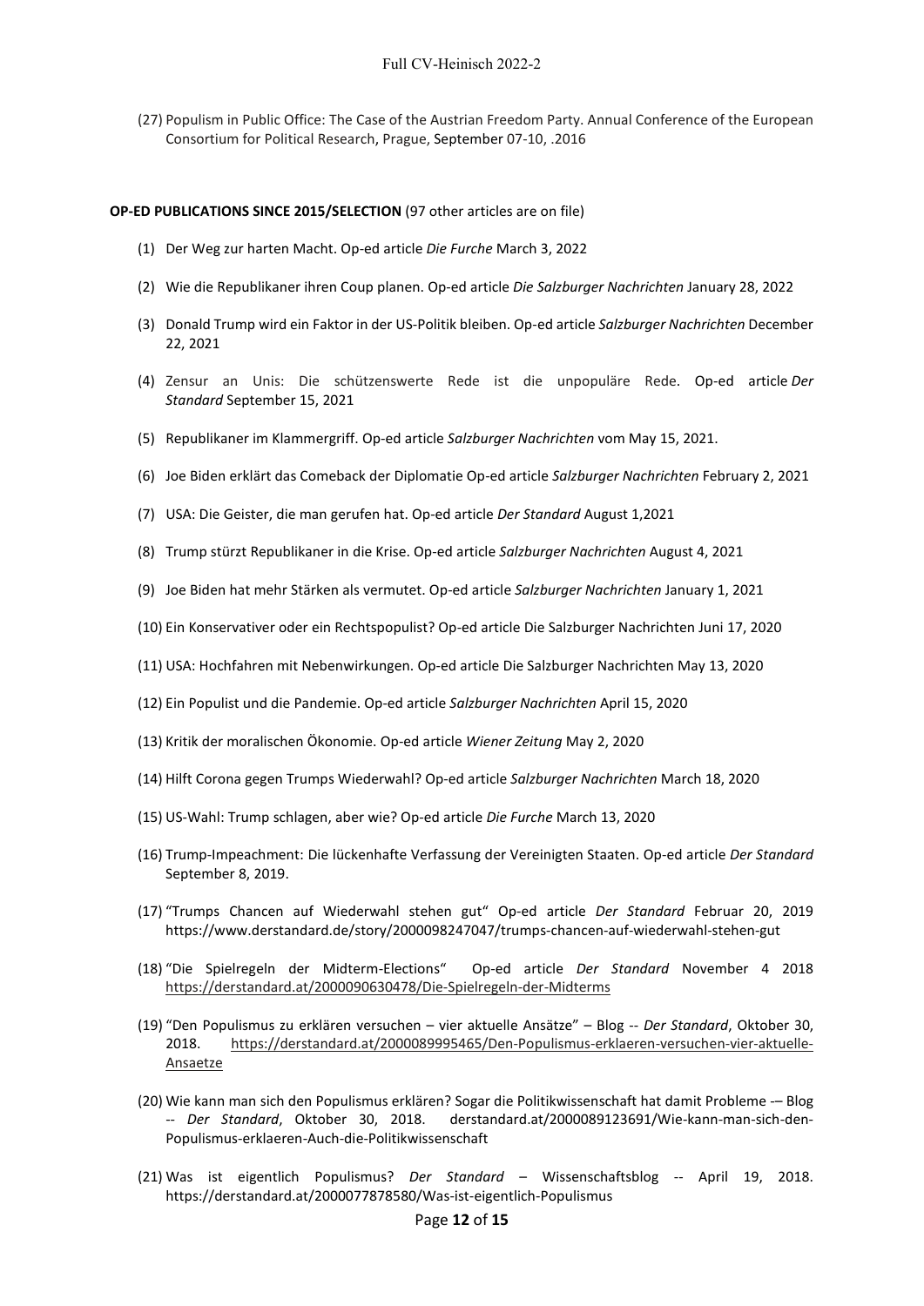(27) Populism in Public Office: The Case of the Austrian Freedom Party. Annual Conference of the European Consortium for Political Research, Prague, September 07-10, .2016

**OP-ED PUBLICATIONS SINCE 2015/SELECTION** (97 other articles are on file)

(1) Der Weg zur harten Macht. Op-ed article *Die Furche* March 3, 2022

(2) Wie die Republikaner ihren Coup planen. Op-ed article *Die Salzburger Nachrichten* January 28, 2022

(3) Donald Trump wird ein Faktor in der US-Politik bleiben. Op-ed article *Salzburger Nachrichten* December 22, 2021

(4) Zensur an Unis: Die schützenswerte Rede ist die unpopuläre Rede. Op-ed article *Der Standard* September 15, 2021

(5) Republikaner im Klammergriff. Op-ed article *Salzburger Nachrichten* vom May 15, 2021.

(6) Joe Biden erklärt das Comeback der Diplomatie Op-ed article *Salzburger Nachrichten* February 2, 2021

(7) USA: Die Geister, die man gerufen hat. Op-ed article *Der Standard* August 1,2021

(8) Trump stürzt Republikaner in die Krise. Op-ed article *Salzburger Nachrichten* August 4, 2021

(9) Joe Biden hat mehr Stärken als vermutet. Op-ed article *Salzburger Nachrichten* January 1, 2021

(10) Ein Konservativer oder ein Rechtspopulist? Op-ed article Die Salzburger Nachrichten Juni 17, 2020

(11) USA: Hochfahren mit Nebenwirkungen. Op-ed article Die Salzburger Nachrichten May 13, 2020

(12) Ein Populist und die Pandemie. Op-ed article *Salzburger Nachrichten* April 15, 2020

(13) Kritik der moralischen Ökonomie. Op-ed article *Wiener Zeitung* May 2, 2020

(14) Hilft Corona gegen Trumps Wiederwahl? Op-ed article *Salzburger Nachrichten* March 18, 2020

(15) US-Wahl: Trump schlagen, aber wie? Op-ed article *Die Furche* March 13, 2020

(16) Trump-Impeachment: Die lückenhafte Verfassung der Vereinigten Staaten. Op-ed article *Der Standard* September 8, 2019.

(17) "Trumps Chancen auf Wiederwahl stehen gut" Op-ed article *Der Standard* Februar 20, 2019 https://www.derstandard.de/story/2000098247047/trumps-chancen-auf-wiederwahl-stehen-gut

(18) "Die Spielregeln der Midterm-Elections" Op-ed article *Der Standard* November 4 2018 https://derstandard.at/2000090630478/Die-Spielregeln-der-Midterms

(19) "Den Populismus zu erklären versuchen – vier aktuelle Ansätze" – Blog -- *Der Standard*, Oktober 30, 2018. https://derstandard.at/2000089995465/Den-Populismus-erklaeren-versuchen-vier-aktuelle-Ansaetze

(20) Wie kann man sich den Populismus erklären? Sogar die Politikwissenschaft hat damit Probleme -– Blog -- *Der Standard*, Oktober 30, 2018. derstandard.at/2000089123691/Wie-kann-man-sich-den-Populismus-erklaeren-Auch-die-Politikwissenschaft

(21) Was ist eigentlich Populismus? *Der Standard* – Wissenschaftsblog -- April 19, 2018. https://derstandard.at/2000077878580/Was-ist-eigentlich-Populismus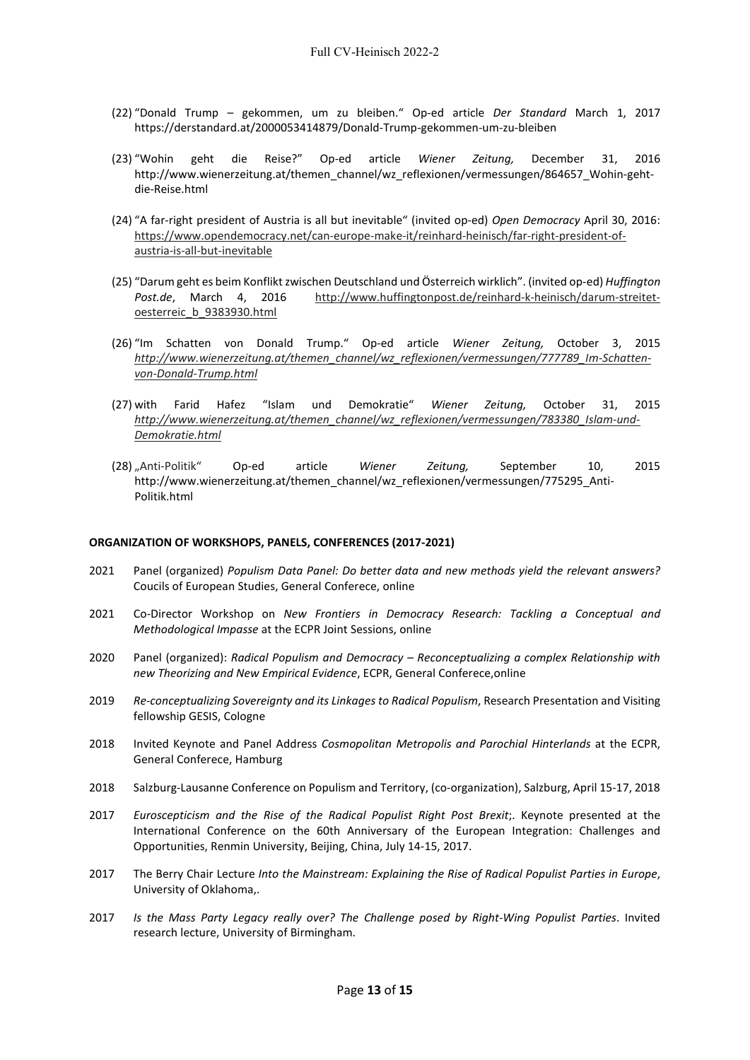(22) "Donald Trump – gekommen, um zu bleiben." Op-ed article *Der Standard* March 1, 2017 https://derstandard.at/2000053414879/Donald-Trump-gekommen-um-zu-bleiben

(23) "Wohin geht die Reise?" Op-ed article *Wiener Zeitung,* December 31, 2016 http://www.wienerzeitung.at/themen_channel/wz_reflexionen/vermessungen/864657_Wohin-geht-die-Reise.html

(24) "A far-right president of Austria is all but inevitable" (invited op-ed) *Open Democracy* April 30, 2016: https://www.opendemocracy.net/can-europe-make-it/reinhard-heinisch/far-right-president-of-austria-is-all-but-inevitable

(25) "Darum geht es beim Konflikt zwischen Deutschland und Österreich wirklich". (invited op-ed) *Huffington Post.de*, March 4, 2016 http://www.huffingtonpost.de/reinhard-k-heinisch/darum-streitet-oesterreic_b_9383930.html

(26) "Im Schatten von Donald Trump." Op-ed article *Wiener Zeitung,* October 3, 2015 *http://www.wienerzeitung.at/themen_channel/wz_reflexionen/vermessungen/777789_Im-Schatten-von-Donald-Trump.html*

(27) with Farid Hafez "Islam und Demokratie" *Wiener Zeitung,* October 31, 2015 *http://www.wienerzeitung.at/themen_channel/wz_reflexionen/vermessungen/783380_Islam-und-Demokratie.html*

(28) „Anti-Politik" Op-ed article *Wiener Zeitung,* September 10, 2015 http://www.wienerzeitung.at/themen_channel/wz_reflexionen/vermessungen/775295_Anti-Politik.html

**ORGANIZATION OF WORKSHOPS, PANELS, CONFERENCES (2017-2021)**

2021 Panel (organized) *Populism Data Panel: Do better data and new methods yield the relevant answers?* Coucils of European Studies, General Conferece, online

2021 Co-Director Workshop on *New Frontiers in Democracy Research: Tackling a Conceptual and Methodological Impasse* at the ECPR Joint Sessions, online

2020 Panel (organized): *Radical Populism and Democracy – Reconceptualizing a complex Relationship with new Theorizing and New Empirical Evidence*, ECPR, General Conferece,online

2019 *Re-conceptualizing Sovereignty and its Linkages to Radical Populism*, Research Presentation and Visiting fellowship GESIS, Cologne

2018 Invited Keynote and Panel Address *Cosmopolitan Metropolis and Parochial Hinterlands* at the ECPR, General Conferece, Hamburg

2018 Salzburg-Lausanne Conference on Populism and Territory, (co-organization), Salzburg, April 15-17, 2018

2017 *Euroscepticism and the Rise of the Radical Populist Right Post Brexit*;. Keynote presented at the International Conference on the 60th Anniversary of the European Integration: Challenges and Opportunities, Renmin University, Beijing, China, July 14-15, 2017.

2017 The Berry Chair Lecture *Into the Mainstream: Explaining the Rise of Radical Populist Parties in Europe*, University of Oklahoma,.

2017 *Is the Mass Party Legacy really over? The Challenge posed by Right-Wing Populist Parties*. Invited research lecture, University of Birmingham.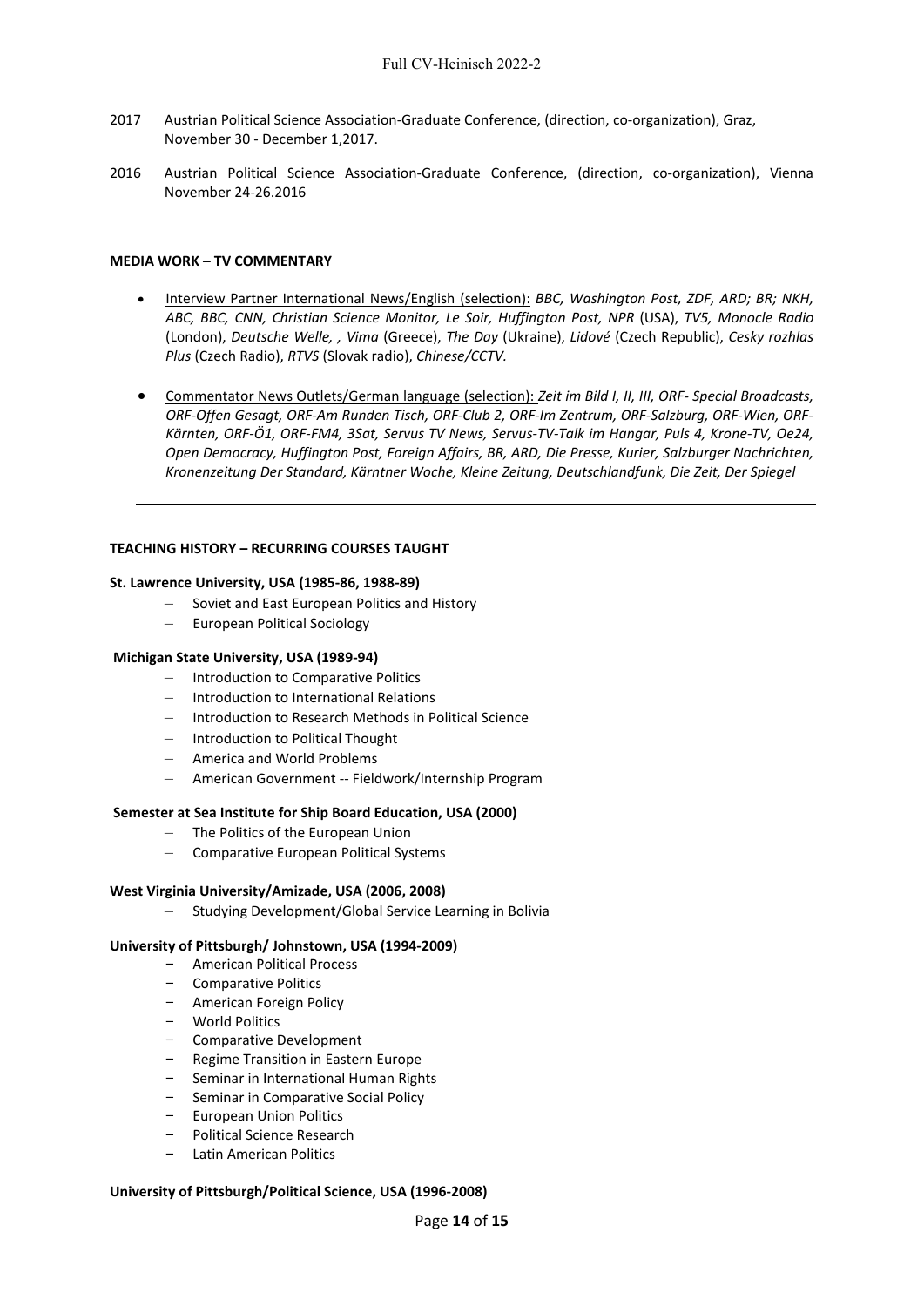2017 Austrian Political Science Association-Graduate Conference, (direction, co-organization), Graz, November 30 - December 1,2017.

2016 Austrian Political Science Association-Graduate Conference, (direction, co-organization), Vienna November 24-26.2016

**MEDIA WORK – TV COMMENTARY**

- Interview Partner International News/English (selection): *BBC, Washington Post, ZDF, ARD; BR; NKH, ABC, BBC, CNN, Christian Science Monitor, Le Soir, Huffington Post, NPR* (USA), *TV5, Monocle Radio* (London), *Deutsche Welle, , Vima* (Greece), *The Day* (Ukraine), *Lidové* (Czech Republic), *Cesky rozhlas Plus* (Czech Radio), *RTVS* (Slovak radio), *Chinese/CCTV.*
- Commentator News Outlets/German language (selection): *Zeit im Bild I, II, III, ORF- Special Broadcasts, ORF-Offen Gesagt, ORF-Am Runden Tisch, ORF-Club 2, ORF-Im Zentrum, ORF-Salzburg, ORF-Wien, ORF-Kärnten, ORF-Ö1, ORF-FM4, 3Sat, Servus TV News, Servus-TV-Talk im Hangar, Puls 4, Krone-TV, Oe24, Open Democracy, Huffington Post, Foreign Affairs, BR, ARD, Die Presse, Kurier, Salzburger Nachrichten, Kronenzeitung Der Standard, Kärntner Woche, Kleine Zeitung, Deutschlandfunk, Die Zeit, Der Spiegel*

---

**TEACHING HISTORY – RECURRING COURSES TAUGHT**

**St. Lawrence University, USA (1985-86, 1988-89)**

- Soviet and East European Politics and History
- European Political Sociology

**Michigan State University, USA (1989-94)**

- Introduction to Comparative Politics
- Introduction to International Relations
- Introduction to Research Methods in Political Science
- Introduction to Political Thought
- America and World Problems
- American Government -- Fieldwork/Internship Program

**Semester at Sea Institute for Ship Board Education, USA (2000)**

- The Politics of the European Union
- Comparative European Political Systems

**West Virginia University/Amizade, USA (2006, 2008)**

- Studying Development/Global Service Learning in Bolivia

**University of Pittsburgh/ Johnstown, USA (1994-2009)**

- American Political Process
- Comparative Politics
- American Foreign Policy
- World Politics
- Comparative Development
- Regime Transition in Eastern Europe
- Seminar in International Human Rights
- Seminar in Comparative Social Policy
- European Union Politics
- Political Science Research
- Latin American Politics

**University of Pittsburgh/Political Science, USA (1996-2008)**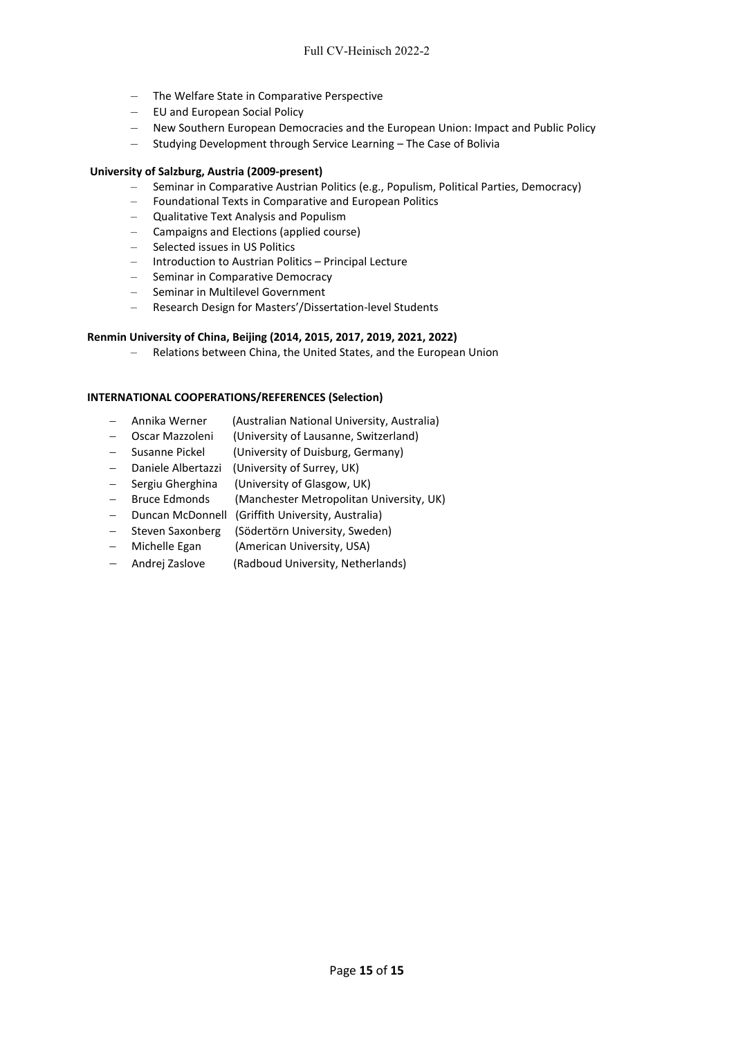- The Welfare State in Comparative Perspective
- EU and European Social Policy
- New Southern European Democracies and the European Union: Impact and Public Policy
- Studying Development through Service Learning – The Case of Bolivia

**University of Salzburg, Austria (2009-present)**

- Seminar in Comparative Austrian Politics (e.g., Populism, Political Parties, Democracy)
- Foundational Texts in Comparative and European Politics
- Qualitative Text Analysis and Populism
- Campaigns and Elections (applied course)
- Selected issues in US Politics
- Introduction to Austrian Politics – Principal Lecture
- Seminar in Comparative Democracy
- Seminar in Multilevel Government
- Research Design for Masters'/Dissertation-level Students

**Renmin University of China, Beijing (2014, 2015, 2017, 2019, 2021, 2022)**

- Relations between China, the United States, and the European Union

**INTERNATIONAL COOPERATIONS/REFERENCES (Selection)**

- Annika Werner (Australian National University, Australia)
- Oscar Mazzoleni (University of Lausanne, Switzerland)
- Susanne Pickel (University of Duisburg, Germany)
- Daniele Albertazzi (University of Surrey, UK)
- Sergiu Gherghina (University of Glasgow, UK)
- Bruce Edmonds (Manchester Metropolitan University, UK)
- Duncan McDonnell (Griffith University, Australia)
- Steven Saxonberg (Södertörn University, Sweden)
- Michelle Egan (American University, USA)
- Andrej Zaslove (Radboud University, Netherlands)